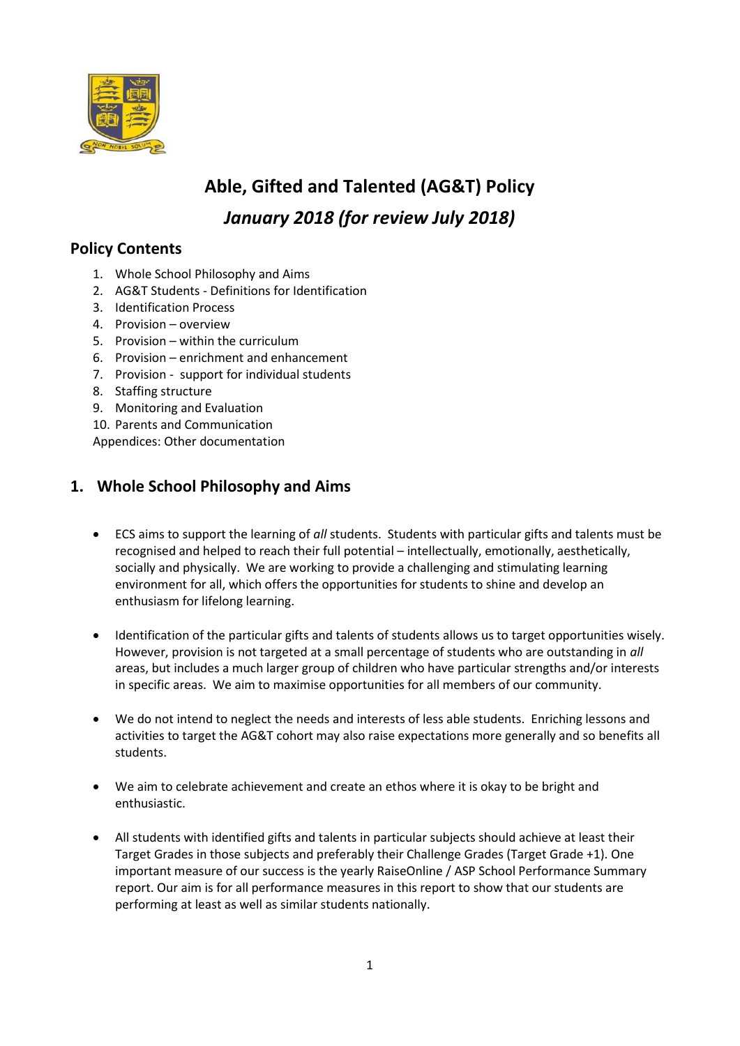# Able, Gifted and Talented (AG&T) Policy

## *January 2018 (for review July 2018)*

## Policy Contents

1. Whole School Philosophy and Aims
2. AG&T Students - Definitions for Identification
3. Identification Process
4. Provision – overview
5. Provision – within the curriculum
6. Provision – enrichment and enhancement
7. Provision - support for individual students
8. Staffing structure
9. Monitoring and Evaluation
10. Parents and Communication

Appendices: Other documentation

## 1. Whole School Philosophy and Aims

- ECS aims to support the learning of *all* students. Students with particular gifts and talents must be recognised and helped to reach their full potential – intellectually, emotionally, aesthetically, socially and physically. We are working to provide a challenging and stimulating learning environment for all, which offers the opportunities for students to shine and develop an enthusiasm for lifelong learning.

- Identification of the particular gifts and talents of students allows us to target opportunities wisely. However, provision is not targeted at a small percentage of students who are outstanding in *all* areas, but includes a much larger group of children who have particular strengths and/or interests in specific areas. We aim to maximise opportunities for all members of our community.

- We do not intend to neglect the needs and interests of less able students. Enriching lessons and activities to target the AG&T cohort may also raise expectations more generally and so benefits all students.

- We aim to celebrate achievement and create an ethos where it is okay to be bright and enthusiastic.

- All students with identified gifts and talents in particular subjects should achieve at least their Target Grades in those subjects and preferably their Challenge Grades (Target Grade +1). One important measure of our success is the yearly RaiseOnline / ASP School Performance Summary report. Our aim is for all performance measures in this report to show that our students are performing at least as well as similar students nationally.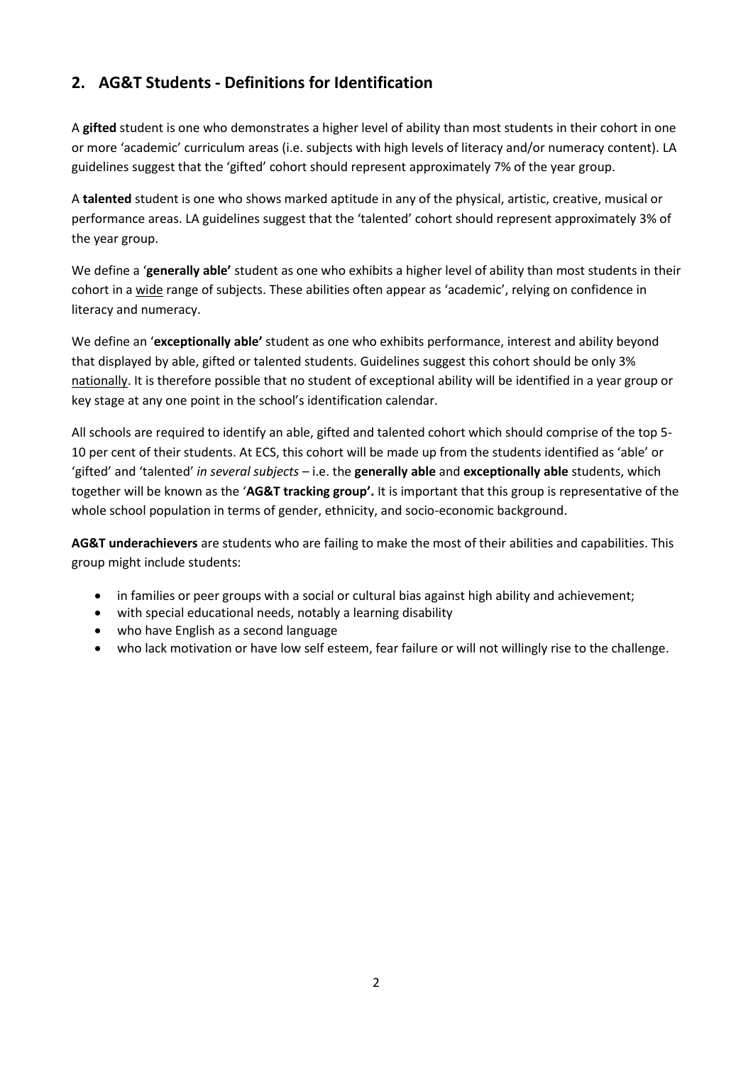## 2. AG&T Students - Definitions for Identification

A **gifted** student is one who demonstrates a higher level of ability than most students in their cohort in one or more 'academic' curriculum areas (i.e. subjects with high levels of literacy and/or numeracy content). LA guidelines suggest that the 'gifted' cohort should represent approximately 7% of the year group.

A **talented** student is one who shows marked aptitude in any of the physical, artistic, creative, musical or performance areas. LA guidelines suggest that the 'talented' cohort should represent approximately 3% of the year group.

We define a '**generally able'** student as one who exhibits a higher level of ability than most students in their cohort in a <u>wide</u> range of subjects. These abilities often appear as 'academic', relying on confidence in literacy and numeracy.

We define an '**exceptionally able'** student as one who exhibits performance, interest and ability beyond that displayed by able, gifted or talented students. Guidelines suggest this cohort should be only 3% <u>nationally</u>. It is therefore possible that no student of exceptional ability will be identified in a year group or key stage at any one point in the school's identification calendar.

All schools are required to identify an able, gifted and talented cohort which should comprise of the top 5-10 per cent of their students. At ECS, this cohort will be made up from the students identified as 'able' or 'gifted' and 'talented' *in several subjects* – i.e. the **generally able** and **exceptionally able** students, which together will be known as the '**AG&T tracking group'.** It is important that this group is representative of the whole school population in terms of gender, ethnicity, and socio-economic background.

**AG&T underachievers** are students who are failing to make the most of their abilities and capabilities. This group might include students:

- in families or peer groups with a social or cultural bias against high ability and achievement;
- with special educational needs, notably a learning disability
- who have English as a second language
- who lack motivation or have low self esteem, fear failure or will not willingly rise to the challenge.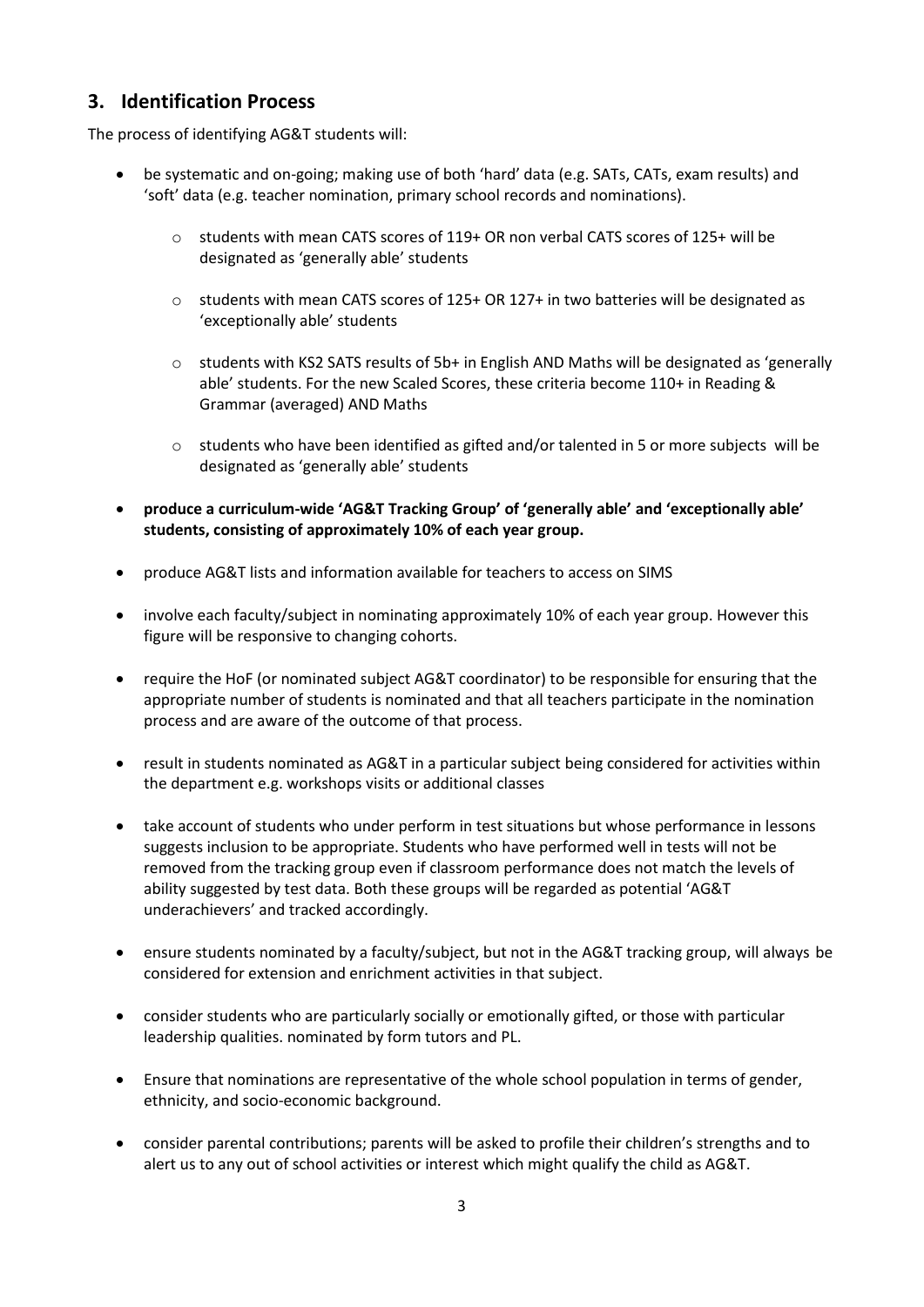## 3. Identification Process

The process of identifying AG&T students will:

- be systematic and on-going; making use of both 'hard' data (e.g. SATs, CATs, exam results) and 'soft' data (e.g. teacher nomination, primary school records and nominations).
    - students with mean CATS scores of 119+ OR non verbal CATS scores of 125+ will be designated as 'generally able' students
    - students with mean CATS scores of 125+ OR 127+ in two batteries will be designated as 'exceptionally able' students
    - students with KS2 SATS results of 5b+ in English AND Maths will be designated as 'generally able' students. For the new Scaled Scores, these criteria become 110+ in Reading & Grammar (averaged) AND Maths
    - students who have been identified as gifted and/or talented in 5 or more subjects will be designated as 'generally able' students
- **produce a curriculum-wide 'AG&T Tracking Group' of 'generally able' and 'exceptionally able' students, consisting of approximately 10% of each year group.**
- produce AG&T lists and information available for teachers to access on SIMS
- involve each faculty/subject in nominating approximately 10% of each year group. However this figure will be responsive to changing cohorts.
- require the HoF (or nominated subject AG&T coordinator) to be responsible for ensuring that the appropriate number of students is nominated and that all teachers participate in the nomination process and are aware of the outcome of that process.
- result in students nominated as AG&T in a particular subject being considered for activities within the department e.g. workshops visits or additional classes
- take account of students who under perform in test situations but whose performance in lessons suggests inclusion to be appropriate. Students who have performed well in tests will not be removed from the tracking group even if classroom performance does not match the levels of ability suggested by test data. Both these groups will be regarded as potential 'AG&T underachievers' and tracked accordingly.
- ensure students nominated by a faculty/subject, but not in the AG&T tracking group, will always be considered for extension and enrichment activities in that subject.
- consider students who are particularly socially or emotionally gifted, or those with particular leadership qualities. nominated by form tutors and PL.
- Ensure that nominations are representative of the whole school population in terms of gender, ethnicity, and socio-economic background.
- consider parental contributions; parents will be asked to profile their children's strengths and to alert us to any out of school activities or interest which might qualify the child as AG&T.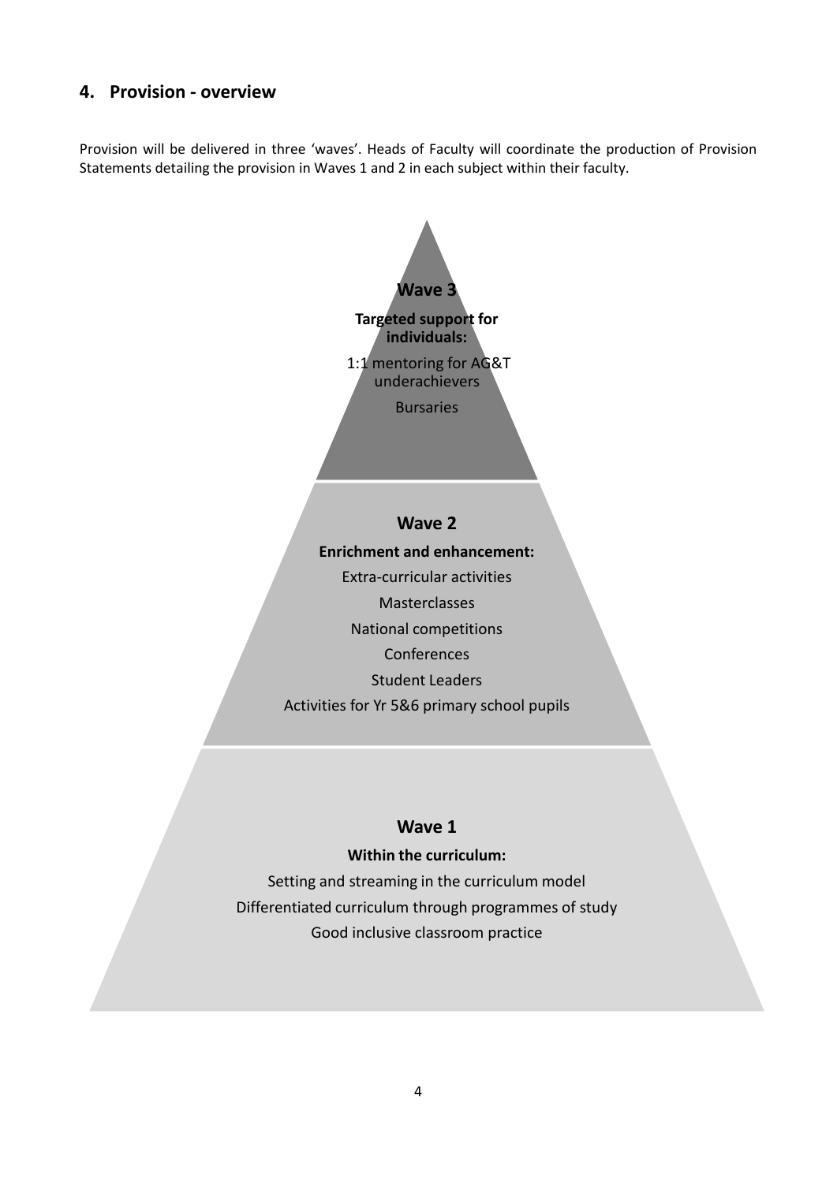## 4. Provision - overview

Provision will be delivered in three 'waves'. Heads of Faculty will coordinate the production of Provision Statements detailing the provision in Waves 1 and 2 in each subject within their faculty.

### Wave 3

**Targeted support for individuals:**

1:1 mentoring for AG&T underachievers

Bursaries

### Wave 2

**Enrichment and enhancement:**

Extra-curricular activities

Masterclasses

National competitions

Conferences

Student Leaders

Activities for Yr 5&6 primary school pupils

### Wave 1

**Within the curriculum:**

Setting and streaming in the curriculum model

Differentiated curriculum through programmes of study

Good inclusive classroom practice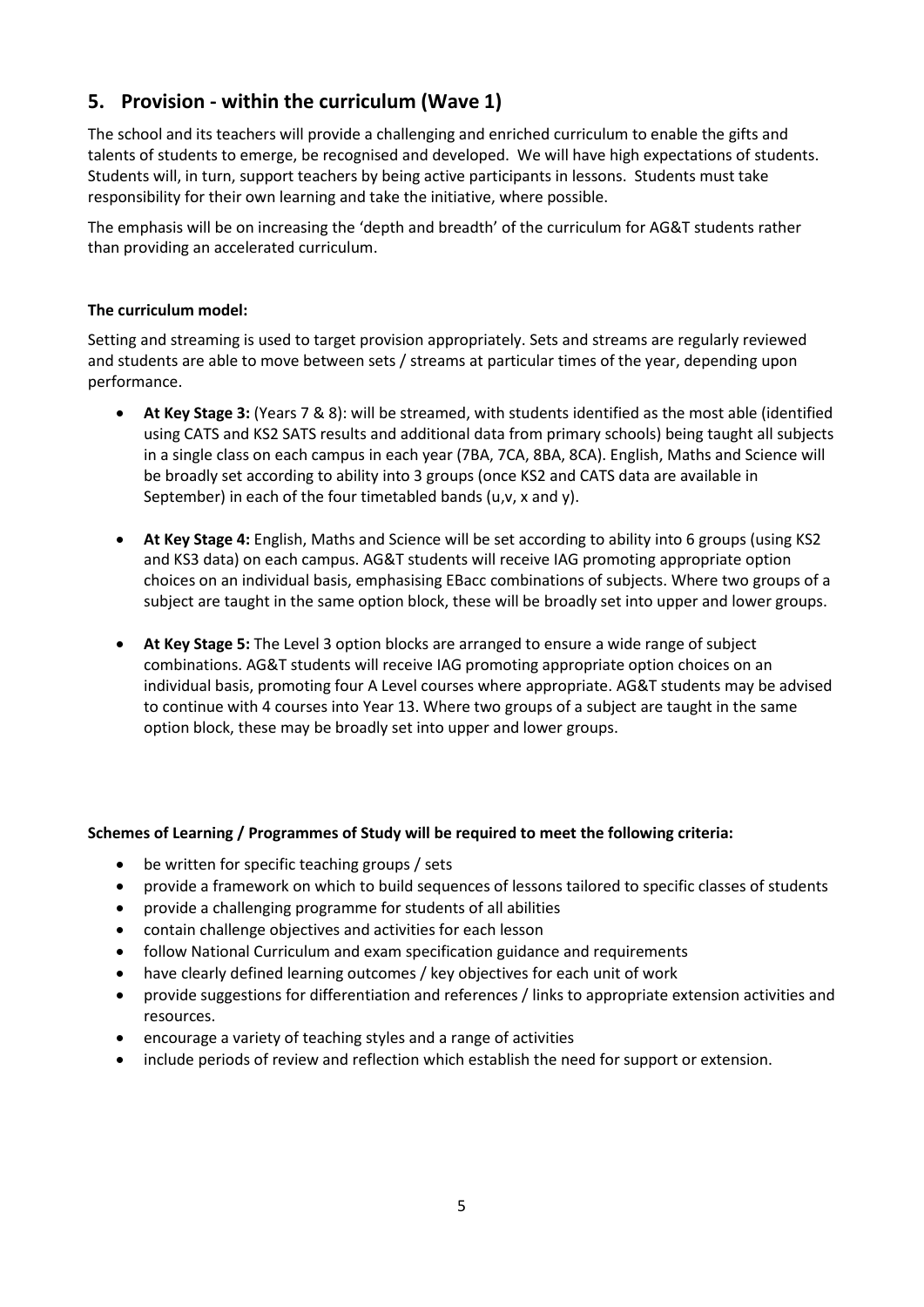## 5. Provision - within the curriculum (Wave 1)

The school and its teachers will provide a challenging and enriched curriculum to enable the gifts and talents of students to emerge, be recognised and developed. We will have high expectations of students. Students will, in turn, support teachers by being active participants in lessons. Students must take responsibility for their own learning and take the initiative, where possible.

The emphasis will be on increasing the 'depth and breadth' of the curriculum for AG&T students rather than providing an accelerated curriculum.

**The curriculum model:**

Setting and streaming is used to target provision appropriately. Sets and streams are regularly reviewed and students are able to move between sets / streams at particular times of the year, depending upon performance.

- **At Key Stage 3:** (Years 7 & 8): will be streamed, with students identified as the most able (identified using CATS and KS2 SATS results and additional data from primary schools) being taught all subjects in a single class on each campus in each year (7BA, 7CA, 8BA, 8CA). English, Maths and Science will be broadly set according to ability into 3 groups (once KS2 and CATS data are available in September) in each of the four timetabled bands (u,v, x and y).

- **At Key Stage 4:** English, Maths and Science will be set according to ability into 6 groups (using KS2 and KS3 data) on each campus. AG&T students will receive IAG promoting appropriate option choices on an individual basis, emphasising EBacc combinations of subjects. Where two groups of a subject are taught in the same option block, these will be broadly set into upper and lower groups.

- **At Key Stage 5:** The Level 3 option blocks are arranged to ensure a wide range of subject combinations. AG&T students will receive IAG promoting appropriate option choices on an individual basis, promoting four A Level courses where appropriate. AG&T students may be advised to continue with 4 courses into Year 13. Where two groups of a subject are taught in the same option block, these may be broadly set into upper and lower groups.

**Schemes of Learning / Programmes of Study will be required to meet the following criteria:**

- be written for specific teaching groups / sets
- provide a framework on which to build sequences of lessons tailored to specific classes of students
- provide a challenging programme for students of all abilities
- contain challenge objectives and activities for each lesson
- follow National Curriculum and exam specification guidance and requirements
- have clearly defined learning outcomes / key objectives for each unit of work
- provide suggestions for differentiation and references / links to appropriate extension activities and resources.
- encourage a variety of teaching styles and a range of activities
- include periods of review and reflection which establish the need for support or extension.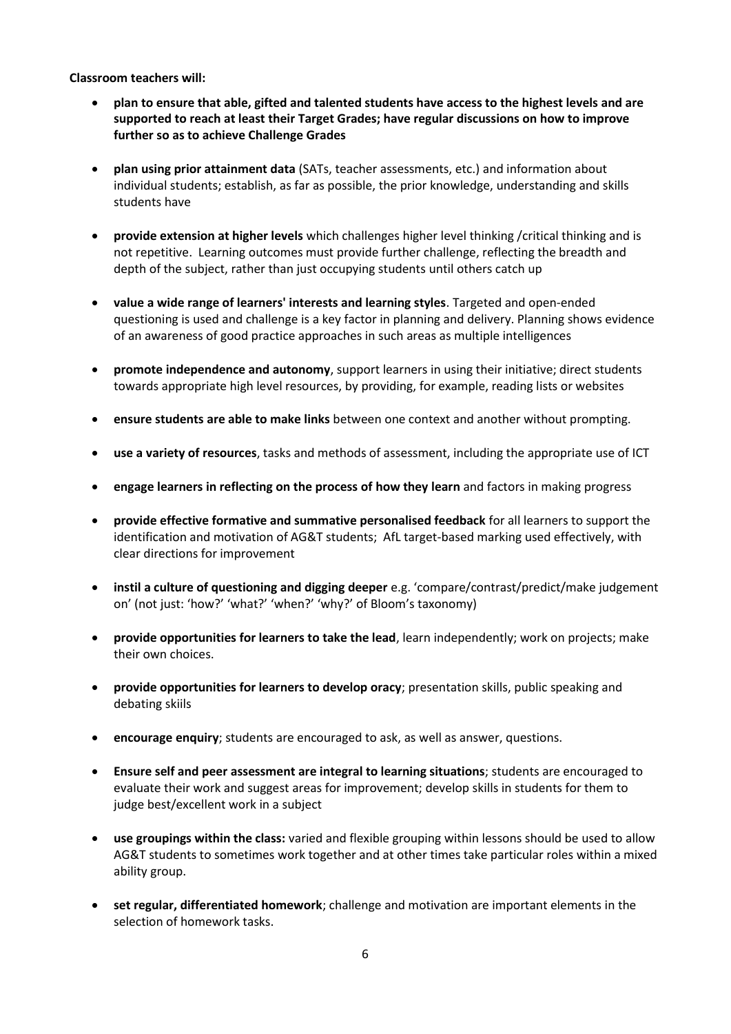**Classroom teachers will:**

- **plan to ensure that able, gifted and talented students have access to the highest levels and are supported to reach at least their Target Grades; have regular discussions on how to improve further so as to achieve Challenge Grades**

- **plan using prior attainment data** (SATs, teacher assessments, etc.) and information about individual students; establish, as far as possible, the prior knowledge, understanding and skills students have

- **provide extension at higher levels** which challenges higher level thinking /critical thinking and is not repetitive. Learning outcomes must provide further challenge, reflecting the breadth and depth of the subject, rather than just occupying students until others catch up

- **value a wide range of learners' interests and learning styles**. Targeted and open-ended questioning is used and challenge is a key factor in planning and delivery. Planning shows evidence of an awareness of good practice approaches in such areas as multiple intelligences

- **promote independence and autonomy**, support learners in using their initiative; direct students towards appropriate high level resources, by providing, for example, reading lists or websites

- **ensure students are able to make links** between one context and another without prompting.

- **use a variety of resources**, tasks and methods of assessment, including the appropriate use of ICT

- **engage learners in reflecting on the process of how they learn** and factors in making progress

- **provide effective formative and summative personalised feedback** for all learners to support the identification and motivation of AG&T students; AfL target-based marking used effectively, with clear directions for improvement

- **instil a culture of questioning and digging deeper** e.g. 'compare/contrast/predict/make judgement on' (not just: 'how?' 'what?' 'when?' 'why?' of Bloom's taxonomy)

- **provide opportunities for learners to take the lead**, learn independently; work on projects; make their own choices.

- **provide opportunities for learners to develop oracy**; presentation skills, public speaking and debating skiils

- **encourage enquiry**; students are encouraged to ask, as well as answer, questions.

- **Ensure self and peer assessment are integral to learning situations**; students are encouraged to evaluate their work and suggest areas for improvement; develop skills in students for them to judge best/excellent work in a subject

- **use groupings within the class:** varied and flexible grouping within lessons should be used to allow AG&T students to sometimes work together and at other times take particular roles within a mixed ability group.

- **set regular, differentiated homework**; challenge and motivation are important elements in the selection of homework tasks.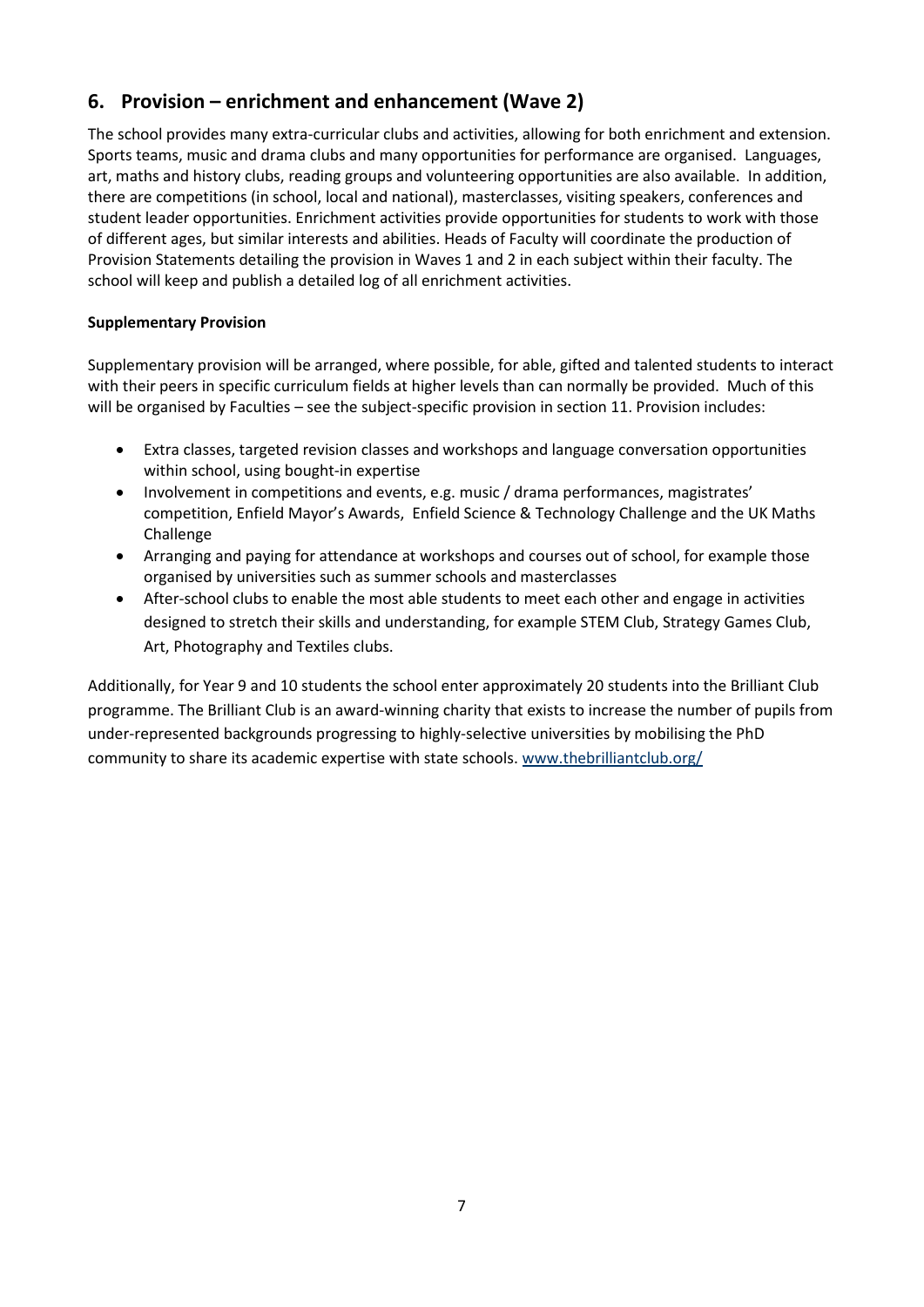## 6. Provision – enrichment and enhancement (Wave 2)

The school provides many extra-curricular clubs and activities, allowing for both enrichment and extension. Sports teams, music and drama clubs and many opportunities for performance are organised. Languages, art, maths and history clubs, reading groups and volunteering opportunities are also available. In addition, there are competitions (in school, local and national), masterclasses, visiting speakers, conferences and student leader opportunities. Enrichment activities provide opportunities for students to work with those of different ages, but similar interests and abilities. Heads of Faculty will coordinate the production of Provision Statements detailing the provision in Waves 1 and 2 in each subject within their faculty. The school will keep and publish a detailed log of all enrichment activities.

**Supplementary Provision**

Supplementary provision will be arranged, where possible, for able, gifted and talented students to interact with their peers in specific curriculum fields at higher levels than can normally be provided. Much of this will be organised by Faculties – see the subject-specific provision in section 11. Provision includes:

- Extra classes, targeted revision classes and workshops and language conversation opportunities within school, using bought-in expertise
- Involvement in competitions and events, e.g. music / drama performances, magistrates' competition, Enfield Mayor's Awards, Enfield Science & Technology Challenge and the UK Maths Challenge
- Arranging and paying for attendance at workshops and courses out of school, for example those organised by universities such as summer schools and masterclasses
- After-school clubs to enable the most able students to meet each other and engage in activities designed to stretch their skills and understanding, for example STEM Club, Strategy Games Club, Art, Photography and Textiles clubs.

Additionally, for Year 9 and 10 students the school enter approximately 20 students into the Brilliant Club programme. The Brilliant Club is an award-winning charity that exists to increase the number of pupils from under-represented backgrounds progressing to highly-selective universities by mobilising the PhD community to share its academic expertise with state schools. www.thebrilliantclub.org/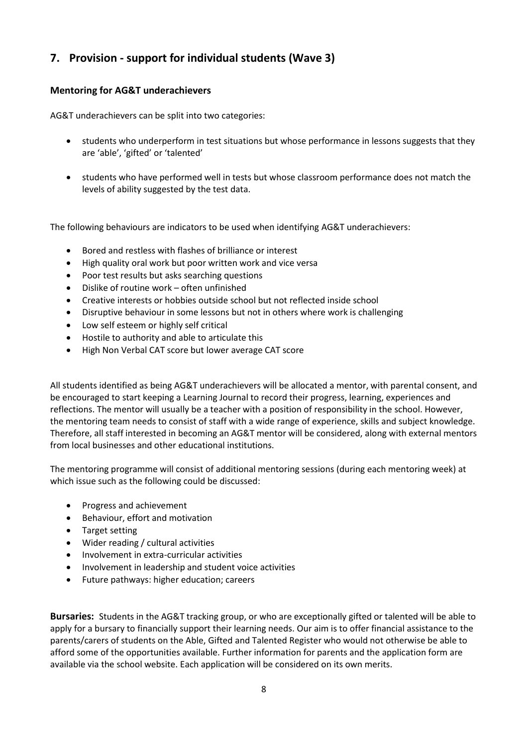## 7. Provision - support for individual students (Wave 3)

### Mentoring for AG&T underachievers

AG&T underachievers can be split into two categories:

- students who underperform in test situations but whose performance in lessons suggests that they are 'able', 'gifted' or 'talented'
- students who have performed well in tests but whose classroom performance does not match the levels of ability suggested by the test data.

The following behaviours are indicators to be used when identifying AG&T underachievers:

- Bored and restless with flashes of brilliance or interest
- High quality oral work but poor written work and vice versa
- Poor test results but asks searching questions
- Dislike of routine work – often unfinished
- Creative interests or hobbies outside school but not reflected inside school
- Disruptive behaviour in some lessons but not in others where work is challenging
- Low self esteem or highly self critical
- Hostile to authority and able to articulate this
- High Non Verbal CAT score but lower average CAT score

All students identified as being AG&T underachievers will be allocated a mentor, with parental consent, and be encouraged to start keeping a Learning Journal to record their progress, learning, experiences and reflections. The mentor will usually be a teacher with a position of responsibility in the school. However, the mentoring team needs to consist of staff with a wide range of experience, skills and subject knowledge. Therefore, all staff interested in becoming an AG&T mentor will be considered, along with external mentors from local businesses and other educational institutions.

The mentoring programme will consist of additional mentoring sessions (during each mentoring week) at which issue such as the following could be discussed:

- Progress and achievement
- Behaviour, effort and motivation
- Target setting
- Wider reading / cultural activities
- Involvement in extra-curricular activities
- Involvement in leadership and student voice activities
- Future pathways: higher education; careers

**Bursaries:** Students in the AG&T tracking group, or who are exceptionally gifted or talented will be able to apply for a bursary to financially support their learning needs. Our aim is to offer financial assistance to the parents/carers of students on the Able, Gifted and Talented Register who would not otherwise be able to afford some of the opportunities available. Further information for parents and the application form are available via the school website. Each application will be considered on its own merits.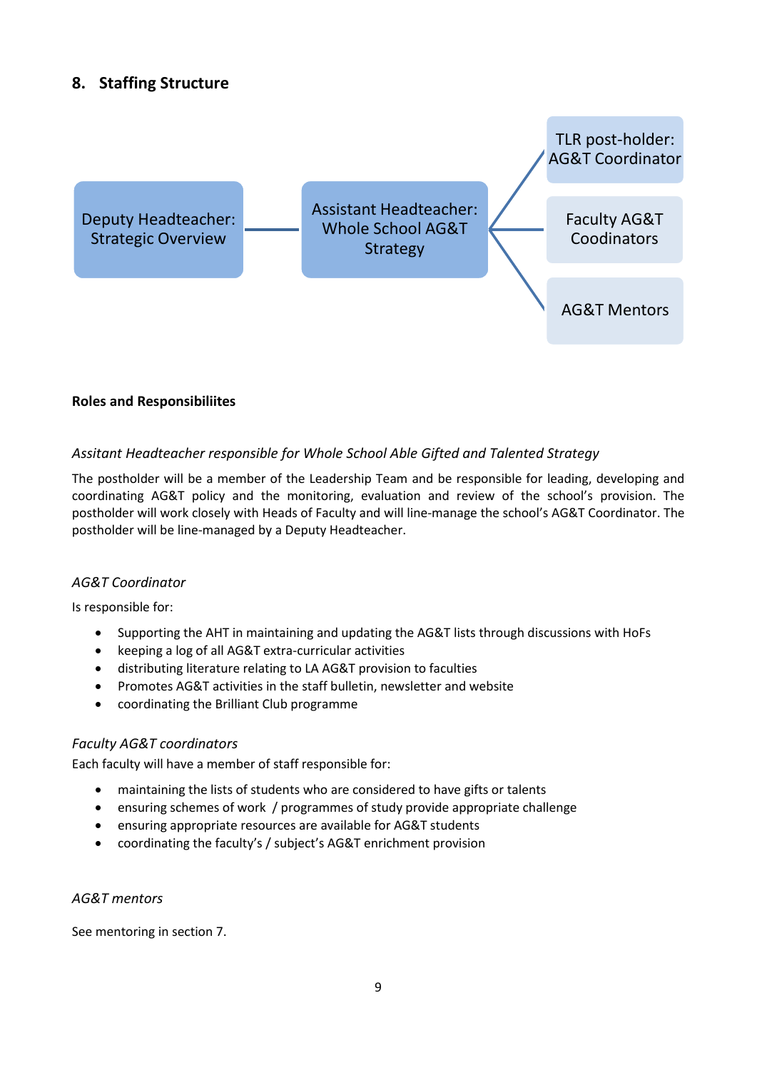## 8. Staffing Structure

Deputy Headteacher: Strategic Overview — Assistant Headteacher: Whole School AG&T Strategy

- TLR post-holder: AG&T Coordinator
- Faculty AG&T Coodinators
- AG&T Mentors

**Roles and Responsibiliites**

*Assitant Headteacher responsible for Whole School Able Gifted and Talented Strategy*

The postholder will be a member of the Leadership Team and be responsible for leading, developing and coordinating AG&T policy and the monitoring, evaluation and review of the school's provision. The postholder will work closely with Heads of Faculty and will line-manage the school's AG&T Coordinator. The postholder will be line-managed by a Deputy Headteacher.

*AG&T Coordinator*

Is responsible for:

- Supporting the AHT in maintaining and updating the AG&T lists through discussions with HoFs
- keeping a log of all AG&T extra-curricular activities
- distributing literature relating to LA AG&T provision to faculties
- Promotes AG&T activities in the staff bulletin, newsletter and website
- coordinating the Brilliant Club programme

*Faculty AG&T coordinators*

Each faculty will have a member of staff responsible for:

- maintaining the lists of students who are considered to have gifts or talents
- ensuring schemes of work / programmes of study provide appropriate challenge
- ensuring appropriate resources are available for AG&T students
- coordinating the faculty's / subject's AG&T enrichment provision

*AG&T mentors*

See mentoring in section 7.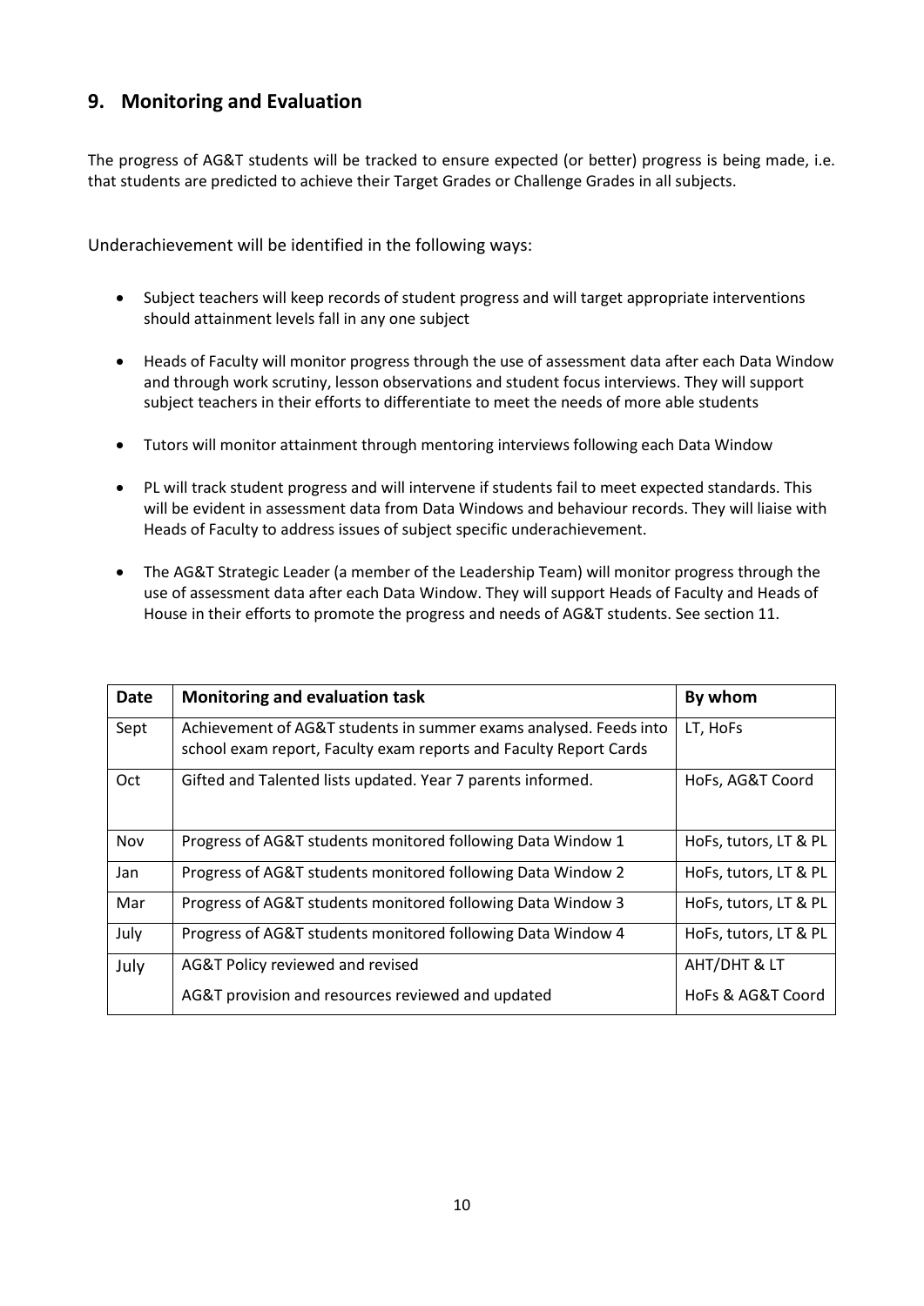## 9. Monitoring and Evaluation

The progress of AG&T students will be tracked to ensure expected (or better) progress is being made, i.e. that students are predicted to achieve their Target Grades or Challenge Grades in all subjects.

Underachievement will be identified in the following ways:

- Subject teachers will keep records of student progress and will target appropriate interventions should attainment levels fall in any one subject
- Heads of Faculty will monitor progress through the use of assessment data after each Data Window and through work scrutiny, lesson observations and student focus interviews. They will support subject teachers in their efforts to differentiate to meet the needs of more able students
- Tutors will monitor attainment through mentoring interviews following each Data Window
- PL will track student progress and will intervene if students fail to meet expected standards. This will be evident in assessment data from Data Windows and behaviour records. They will liaise with Heads of Faculty to address issues of subject specific underachievement.
- The AG&T Strategic Leader (a member of the Leadership Team) will monitor progress through the use of assessment data after each Data Window. They will support Heads of Faculty and Heads of House in their efforts to promote the progress and needs of AG&T students. See section 11.

| Date | Monitoring and evaluation task | By whom |
|---|---|---|
| Sept | Achievement of AG&T students in summer exams analysed. Feeds into school exam report, Faculty exam reports and Faculty Report Cards | LT, HoFs |
| Oct | Gifted and Talented lists updated. Year 7 parents informed. | HoFs, AG&T Coord |
| Nov | Progress of AG&T students monitored following Data Window 1 | HoFs, tutors, LT & PL |
| Jan | Progress of AG&T students monitored following Data Window 2 | HoFs, tutors, LT & PL |
| Mar | Progress of AG&T students monitored following Data Window 3 | HoFs, tutors, LT & PL |
| July | Progress of AG&T students monitored following Data Window 4 | HoFs, tutors, LT & PL |
| July | AG&T Policy reviewed and revised<br>AG&T provision and resources reviewed and updated | AHT/DHT & LT<br>HoFs & AG&T Coord |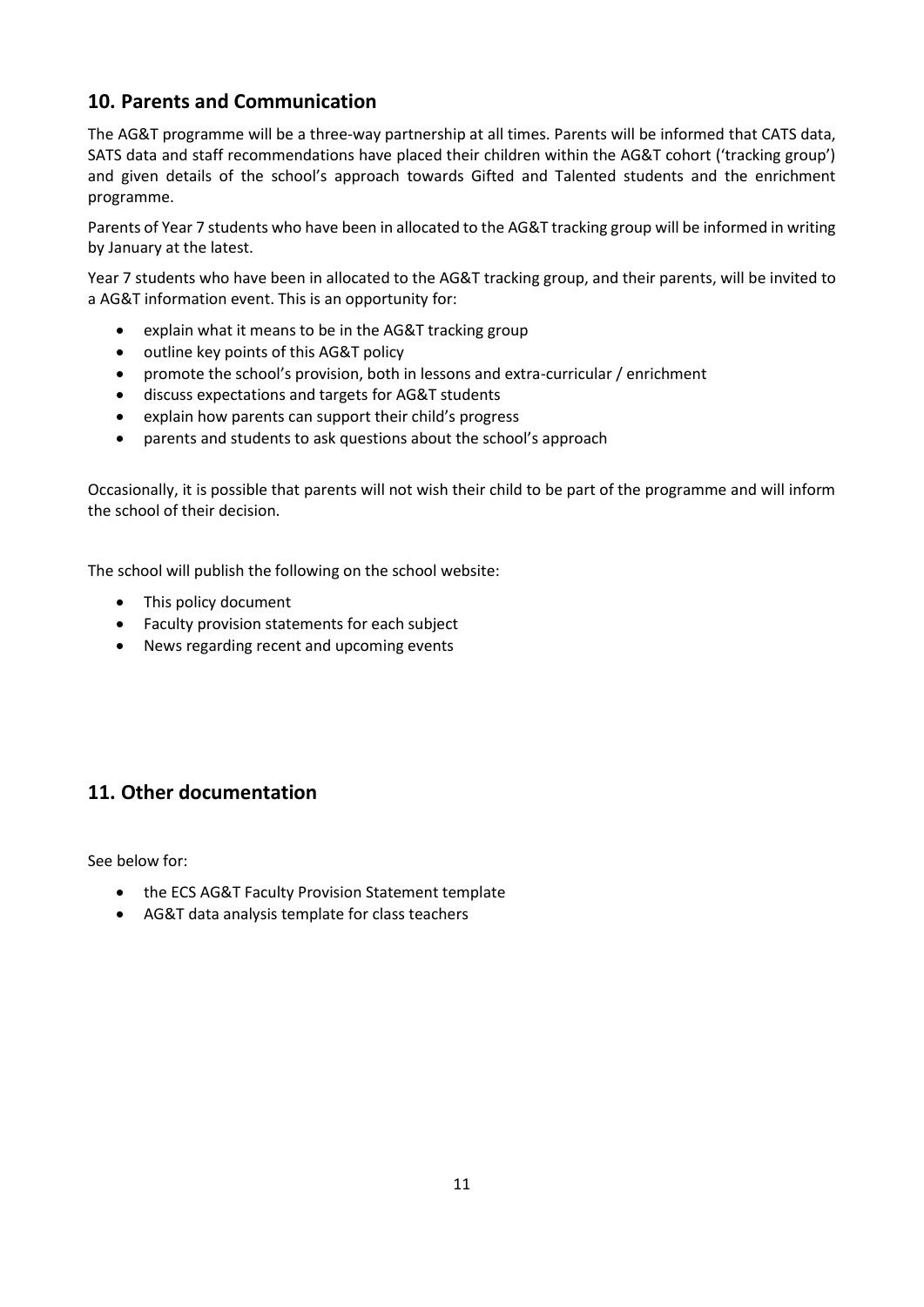## 10. Parents and Communication

The AG&T programme will be a three-way partnership at all times. Parents will be informed that CATS data, SATS data and staff recommendations have placed their children within the AG&T cohort ('tracking group') and given details of the school's approach towards Gifted and Talented students and the enrichment programme.

Parents of Year 7 students who have been in allocated to the AG&T tracking group will be informed in writing by January at the latest.

Year 7 students who have been in allocated to the AG&T tracking group, and their parents, will be invited to a AG&T information event. This is an opportunity for:

- explain what it means to be in the AG&T tracking group
- outline key points of this AG&T policy
- promote the school's provision, both in lessons and extra-curricular / enrichment
- discuss expectations and targets for AG&T students
- explain how parents can support their child's progress
- parents and students to ask questions about the school's approach

Occasionally, it is possible that parents will not wish their child to be part of the programme and will inform the school of their decision.

The school will publish the following on the school website:

- This policy document
- Faculty provision statements for each subject
- News regarding recent and upcoming events

## 11. Other documentation

See below for:

- the ECS AG&T Faculty Provision Statement template
- AG&T data analysis template for class teachers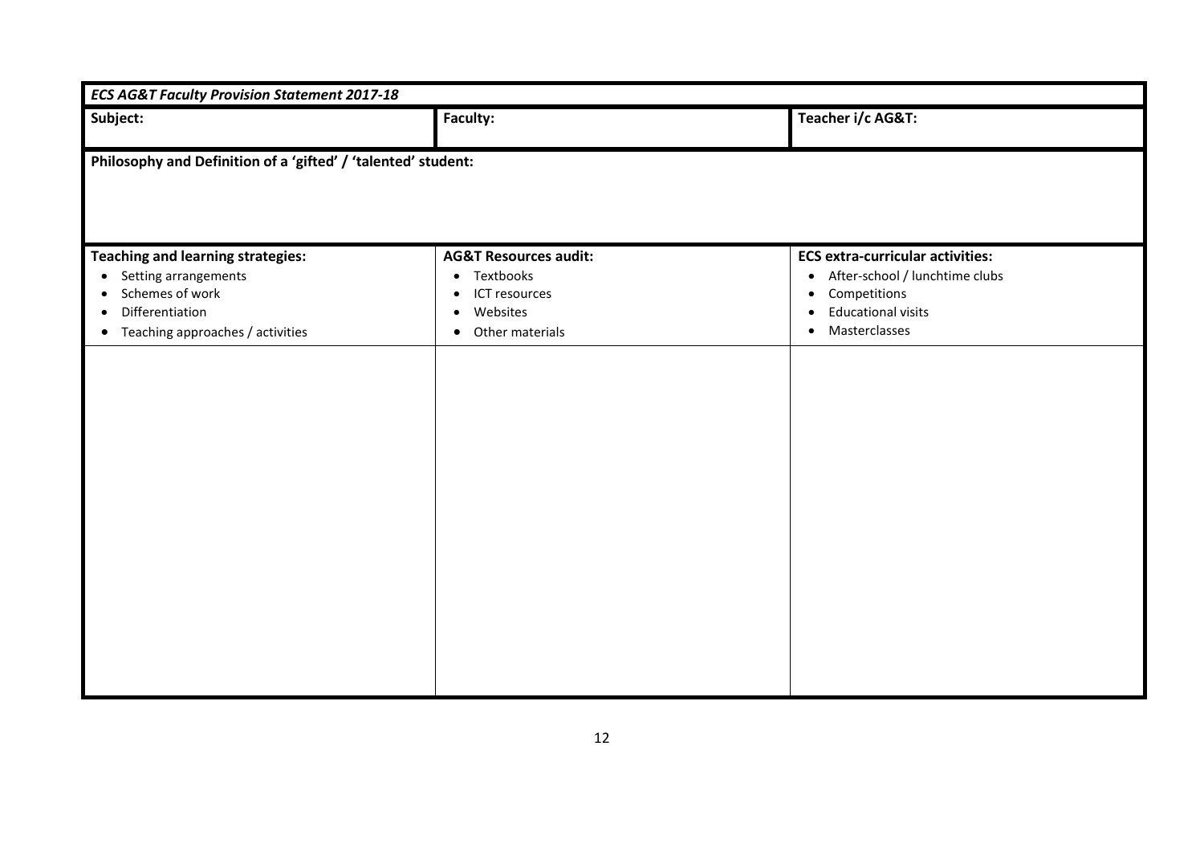| ***ECS AG&T Faculty Provision Statement 2017-18*** | | |
|---|---|---|
| **Subject:** | **Faculty:** | **Teacher i/c AG&T:** |
| **Philosophy and Definition of a 'gifted' / 'talented' student:** | | |
| **Teaching and learning strategies:**<br>• Setting arrangements<br>• Schemes of work<br>• Differentiation<br>• Teaching approaches / activities | **AG&T Resources audit:**<br>• Textbooks<br>• ICT resources<br>• Websites<br>• Other materials | **ECS extra-curricular activities:**<br>• After-school / lunchtime clubs<br>• Competitions<br>• Educational visits<br>• Masterclasses |
| | | |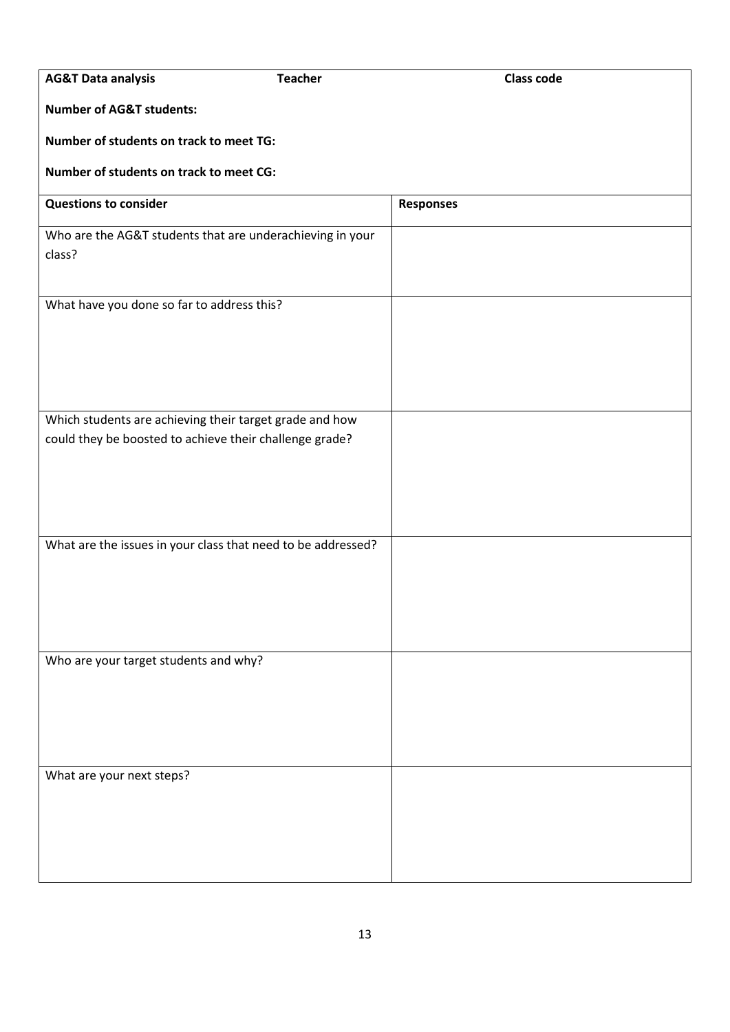| **AG&T Data analysis** &nbsp;&nbsp;&nbsp;&nbsp; **Teacher** | **Class code** |
|---|---|
| **Number of AG&T students:** | |
| **Number of students on track to meet TG:** | |
| **Number of students on track to meet CG:** | |
| **Questions to consider** | **Responses** |
| Who are the AG&T students that are underachieving in your class? | |
| What have you done so far to address this? | |
| Which students are achieving their target grade and how could they be boosted to achieve their challenge grade? | |
| What are the issues in your class that need to be addressed? | |
| Who are your target students and why? | |
| What are your next steps? | |